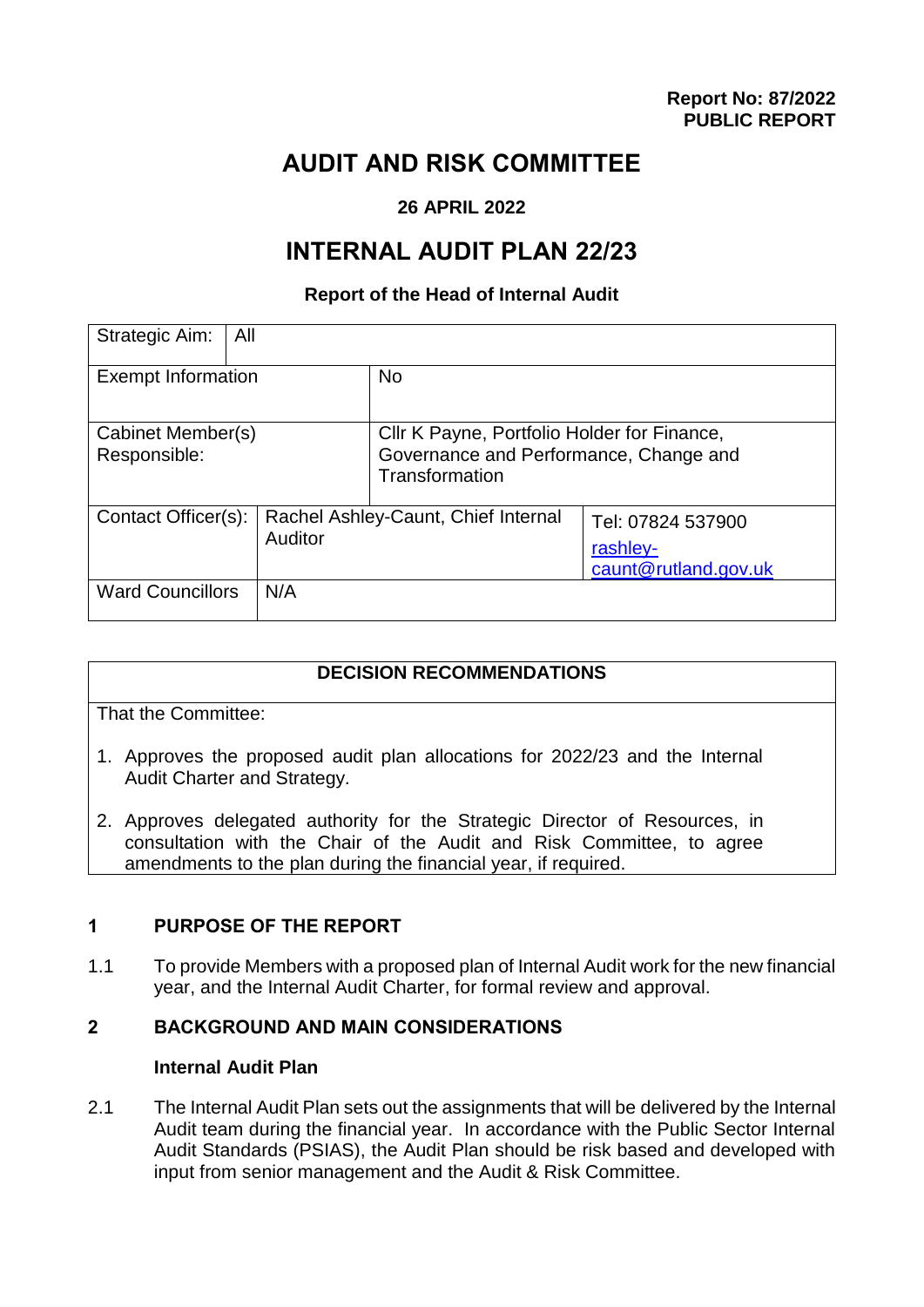**Report No: 87/2022**
**PUBLIC REPORT**

# AUDIT AND RISK COMMITTEE

**26 APRIL 2022**

# INTERNAL AUDIT PLAN 22/23

**Report of the Head of Internal Audit**

| | | |
|---|---|---|
| Strategic Aim: | All | |
| Exempt Information | No | |
| Cabinet Member(s) Responsible: | Cllr K Payne, Portfolio Holder for Finance, Governance and Performance, Change and Transformation | |
| Contact Officer(s): | Rachel Ashley-Caunt, Chief Internal Auditor | Tel: 07824 537900 rashley-caunt@rutland.gov.uk |
| Ward Councillors | N/A | |

| DECISION RECOMMENDATIONS |
|---|
| That the Committee:<br>1. Approves the proposed audit plan allocations for 2022/23 and the Internal Audit Charter and Strategy.<br>2. Approves delegated authority for the Strategic Director of Resources, in consultation with the Chair of the Audit and Risk Committee, to agree amendments to the plan during the financial year, if required. |

## 1 PURPOSE OF THE REPORT

1.1 To provide Members with a proposed plan of Internal Audit work for the new financial year, and the Internal Audit Charter, for formal review and approval.

## 2 BACKGROUND AND MAIN CONSIDERATIONS

### Internal Audit Plan

2.1 The Internal Audit Plan sets out the assignments that will be delivered by the Internal Audit team during the financial year. In accordance with the Public Sector Internal Audit Standards (PSIAS), the Audit Plan should be risk based and developed with input from senior management and the Audit & Risk Committee.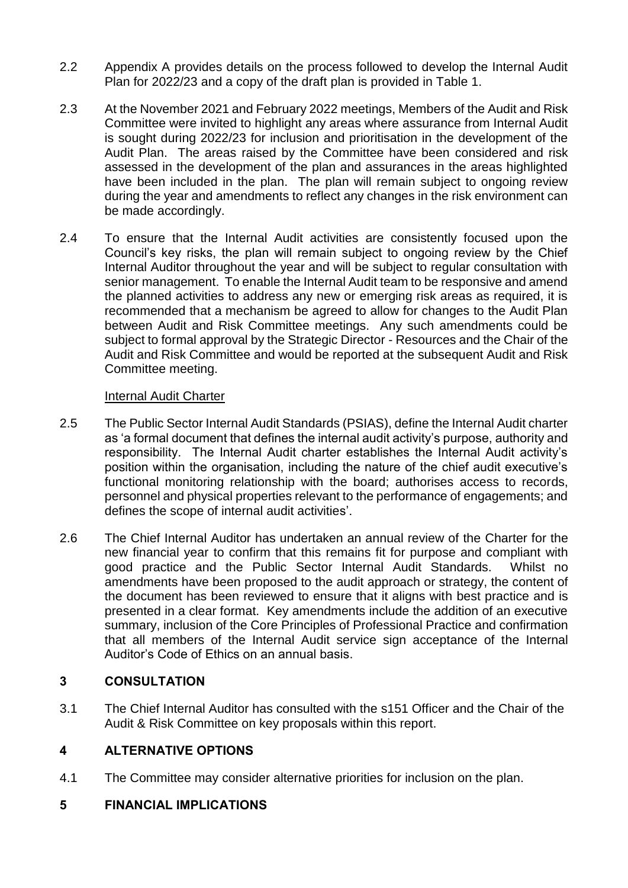2.2 Appendix A provides details on the process followed to develop the Internal Audit Plan for 2022/23 and a copy of the draft plan is provided in Table 1.

2.3 At the November 2021 and February 2022 meetings, Members of the Audit and Risk Committee were invited to highlight any areas where assurance from Internal Audit is sought during 2022/23 for inclusion and prioritisation in the development of the Audit Plan. The areas raised by the Committee have been considered and risk assessed in the development of the plan and assurances in the areas highlighted have been included in the plan. The plan will remain subject to ongoing review during the year and amendments to reflect any changes in the risk environment can be made accordingly.

2.4 To ensure that the Internal Audit activities are consistently focused upon the Council's key risks, the plan will remain subject to ongoing review by the Chief Internal Auditor throughout the year and will be subject to regular consultation with senior management. To enable the Internal Audit team to be responsive and amend the planned activities to address any new or emerging risk areas as required, it is recommended that a mechanism be agreed to allow for changes to the Audit Plan between Audit and Risk Committee meetings. Any such amendments could be subject to formal approval by the Strategic Director - Resources and the Chair of the Audit and Risk Committee and would be reported at the subsequent Audit and Risk Committee meeting.

<u>Internal Audit Charter</u>

2.5 The Public Sector Internal Audit Standards (PSIAS), define the Internal Audit charter as 'a formal document that defines the internal audit activity's purpose, authority and responsibility. The Internal Audit charter establishes the Internal Audit activity's position within the organisation, including the nature of the chief audit executive's functional monitoring relationship with the board; authorises access to records, personnel and physical properties relevant to the performance of engagements; and defines the scope of internal audit activities'.

2.6 The Chief Internal Auditor has undertaken an annual review of the Charter for the new financial year to confirm that this remains fit for purpose and compliant with good practice and the Public Sector Internal Audit Standards. Whilst no amendments have been proposed to the audit approach or strategy, the content of the document has been reviewed to ensure that it aligns with best practice and is presented in a clear format. Key amendments include the addition of an executive summary, inclusion of the Core Principles of Professional Practice and confirmation that all members of the Internal Audit service sign acceptance of the Internal Auditor's Code of Ethics on an annual basis.

## 3 CONSULTATION

3.1 The Chief Internal Auditor has consulted with the s151 Officer and the Chair of the Audit & Risk Committee on key proposals within this report.

## 4 ALTERNATIVE OPTIONS

4.1 The Committee may consider alternative priorities for inclusion on the plan.

## 5 FINANCIAL IMPLICATIONS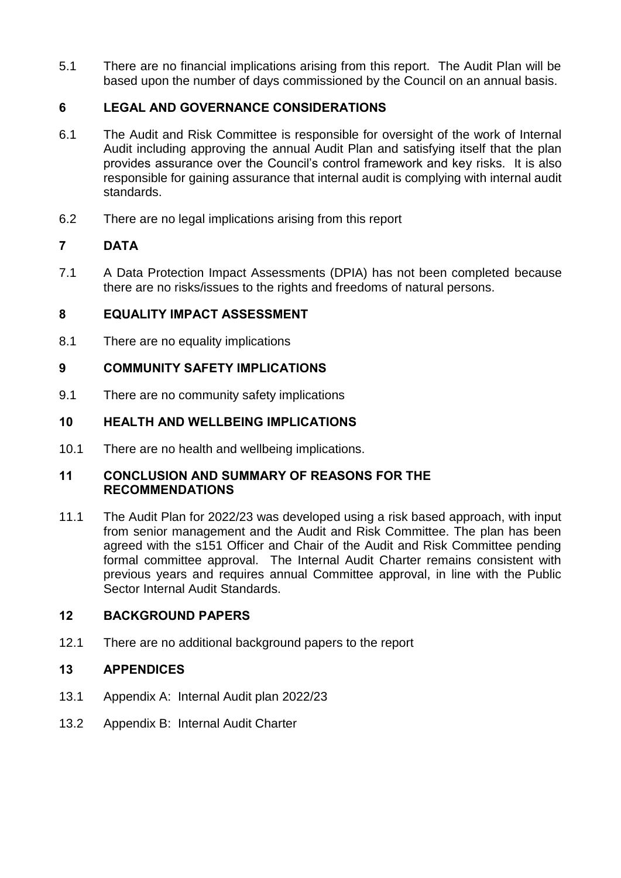5.1 There are no financial implications arising from this report. The Audit Plan will be based upon the number of days commissioned by the Council on an annual basis.

## 6 LEGAL AND GOVERNANCE CONSIDERATIONS

6.1 The Audit and Risk Committee is responsible for oversight of the work of Internal Audit including approving the annual Audit Plan and satisfying itself that the plan provides assurance over the Council's control framework and key risks. It is also responsible for gaining assurance that internal audit is complying with internal audit standards.

6.2 There are no legal implications arising from this report

## 7 DATA

7.1 A Data Protection Impact Assessments (DPIA) has not been completed because there are no risks/issues to the rights and freedoms of natural persons.

## 8 EQUALITY IMPACT ASSESSMENT

8.1 There are no equality implications

## 9 COMMUNITY SAFETY IMPLICATIONS

9.1 There are no community safety implications

## 10 HEALTH AND WELLBEING IMPLICATIONS

10.1 There are no health and wellbeing implications.

## 11 CONCLUSION AND SUMMARY OF REASONS FOR THE RECOMMENDATIONS

11.1 The Audit Plan for 2022/23 was developed using a risk based approach, with input from senior management and the Audit and Risk Committee. The plan has been agreed with the s151 Officer and Chair of the Audit and Risk Committee pending formal committee approval. The Internal Audit Charter remains consistent with previous years and requires annual Committee approval, in line with the Public Sector Internal Audit Standards.

## 12 BACKGROUND PAPERS

12.1 There are no additional background papers to the report

## 13 APPENDICES

13.1 Appendix A: Internal Audit plan 2022/23

13.2 Appendix B: Internal Audit Charter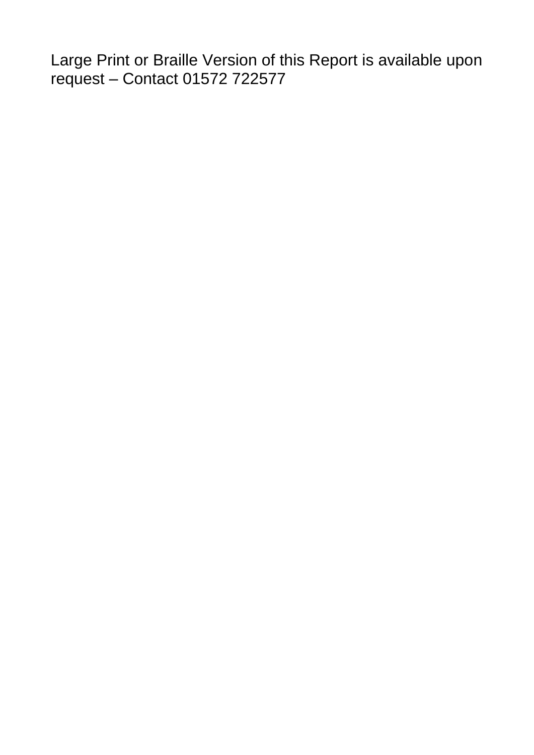Large Print or Braille Version of this Report is available upon request – Contact 01572 722577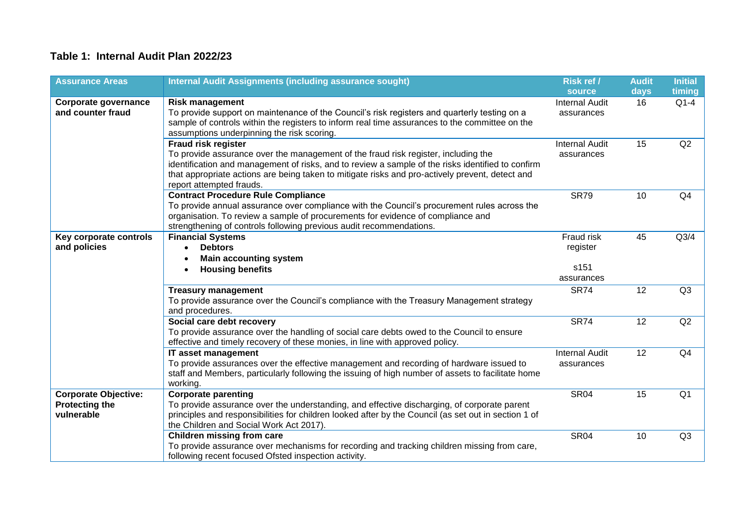## Table 1: Internal Audit Plan 2022/23

| Assurance Areas | Internal Audit Assignments (including assurance sought) | Risk ref / source | Audit days | Initial timing |
|---|---|---|---|---|
| **Corporate governance and counter fraud** | **Risk management**<br>To provide support on maintenance of the Council's risk registers and quarterly testing on a sample of controls within the registers to inform real time assurances to the committee on the assumptions underpinning the risk scoring. | Internal Audit assurances | 16 | Q1-4 |
| | **Fraud risk register**<br>To provide assurance over the management of the fraud risk register, including the identification and management of risks, and to review a sample of the risks identified to confirm that appropriate actions are being taken to mitigate risks and pro-actively prevent, detect and report attempted frauds. | Internal Audit assurances | 15 | Q2 |
| | **Contract Procedure Rule Compliance**<br>To provide annual assurance over compliance with the Council's procurement rules across the organisation. To review a sample of procurements for evidence of compliance and strengthening of controls following previous audit recommendations. | SR79 | 10 | Q4 |
| **Key corporate controls and policies** | **Financial Systems**<br>• **Debtors**<br>• **Main accounting system**<br>• **Housing benefits** | Fraud risk register<br><br>s151 assurances | 45 | Q3/4 |
| | **Treasury management**<br>To provide assurance over the Council's compliance with the Treasury Management strategy and procedures. | SR74 | 12 | Q3 |
| | **Social care debt recovery**<br>To provide assurance over the handling of social care debts owed to the Council to ensure effective and timely recovery of these monies, in line with approved policy. | SR74 | 12 | Q2 |
| | **IT asset management**<br>To provide assurances over the effective management and recording of hardware issued to staff and Members, particularly following the issuing of high number of assets to facilitate home working. | Internal Audit assurances | 12 | Q4 |
| **Corporate Objective: Protecting the vulnerable** | **Corporate parenting**<br>To provide assurance over the understanding, and effective discharging, of corporate parent principles and responsibilities for children looked after by the Council (as set out in section 1 of the Children and Social Work Act 2017). | SR04 | 15 | Q1 |
| | **Children missing from care**<br>To provide assurance over mechanisms for recording and tracking children missing from care, following recent focused Ofsted inspection activity. | SR04 | 10 | Q3 |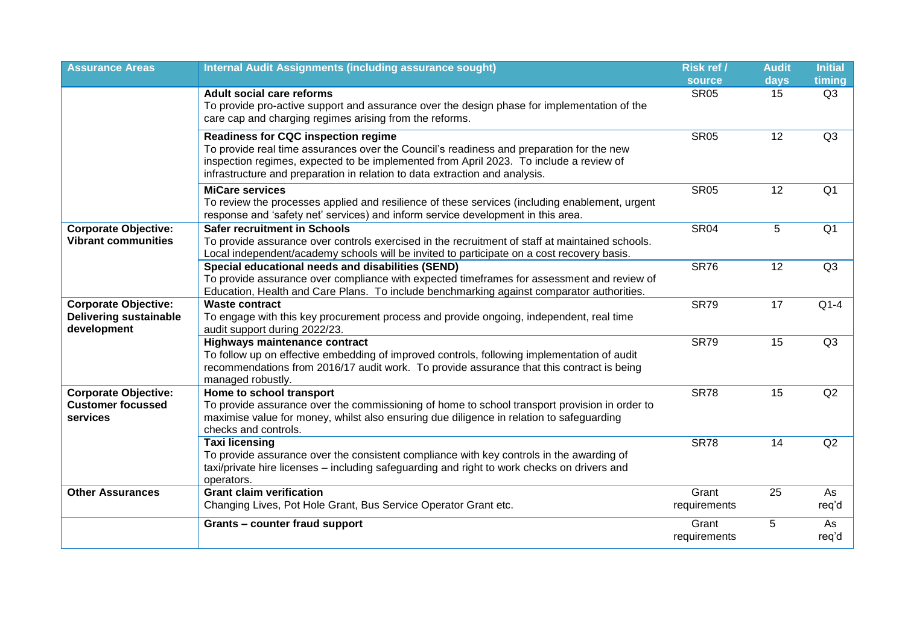| Assurance Areas | Internal Audit Assignments (including assurance sought) | Risk ref / source | Audit days | Initial timing |
|---|---|---|---|---|
| | **Adult social care reforms**<br>To provide pro-active support and assurance over the design phase for implementation of the care cap and charging regimes arising from the reforms. | SR05 | 15 | Q3 |
| | **Readiness for CQC inspection regime**<br>To provide real time assurances over the Council's readiness and preparation for the new inspection regimes, expected to be implemented from April 2023. To include a review of infrastructure and preparation in relation to data extraction and analysis. | SR05 | 12 | Q3 |
| | **MiCare services**<br>To review the processes applied and resilience of these services (including enablement, urgent response and 'safety net' services) and inform service development in this area. | SR05 | 12 | Q1 |
| **Corporate Objective: Vibrant communities** | **Safer recruitment in Schools**<br>To provide assurance over controls exercised in the recruitment of staff at maintained schools. Local independent/academy schools will be invited to participate on a cost recovery basis. | SR04 | 5 | Q1 |
| | **Special educational needs and disabilities (SEND)**<br>To provide assurance over compliance with expected timeframes for assessment and review of Education, Health and Care Plans. To include benchmarking against comparator authorities. | SR76 | 12 | Q3 |
| **Corporate Objective: Delivering sustainable development** | **Waste contract**<br>To engage with this key procurement process and provide ongoing, independent, real time audit support during 2022/23. | SR79 | 17 | Q1-4 |
| | **Highways maintenance contract**<br>To follow up on effective embedding of improved controls, following implementation of audit recommendations from 2016/17 audit work. To provide assurance that this contract is being managed robustly. | SR79 | 15 | Q3 |
| **Corporate Objective: Customer focussed services** | **Home to school transport**<br>To provide assurance over the commissioning of home to school transport provision in order to maximise value for money, whilst also ensuring due diligence in relation to safeguarding checks and controls. | SR78 | 15 | Q2 |
| | **Taxi licensing**<br>To provide assurance over the consistent compliance with key controls in the awarding of taxi/private hire licenses – including safeguarding and right to work checks on drivers and operators. | SR78 | 14 | Q2 |
| **Other Assurances** | **Grant claim verification**<br>Changing Lives, Pot Hole Grant, Bus Service Operator Grant etc. | Grant requirements | 25 | As req'd |
| | **Grants – counter fraud support** | Grant requirements | 5 | As req'd |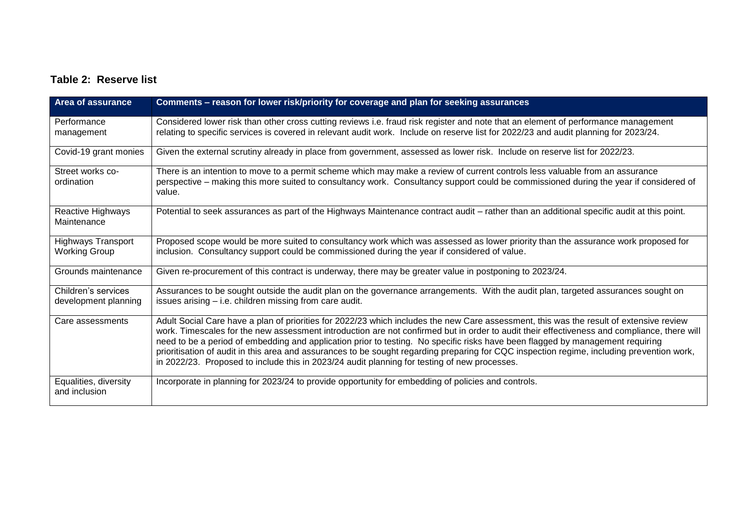## Table 2: Reserve list

| Area of assurance | Comments – reason for lower risk/priority for coverage and plan for seeking assurances |
| --- | --- |
| Performance management | Considered lower risk than other cross cutting reviews i.e. fraud risk register and note that an element of performance management relating to specific services is covered in relevant audit work. Include on reserve list for 2022/23 and audit planning for 2023/24. |
| Covid-19 grant monies | Given the external scrutiny already in place from government, assessed as lower risk. Include on reserve list for 2022/23. |
| Street works co-ordination | There is an intention to move to a permit scheme which may make a review of current controls less valuable from an assurance perspective – making this more suited to consultancy work. Consultancy support could be commissioned during the year if considered of value. |
| Reactive Highways Maintenance | Potential to seek assurances as part of the Highways Maintenance contract audit – rather than an additional specific audit at this point. |
| Highways Transport Working Group | Proposed scope would be more suited to consultancy work which was assessed as lower priority than the assurance work proposed for inclusion. Consultancy support could be commissioned during the year if considered of value. |
| Grounds maintenance | Given re-procurement of this contract is underway, there may be greater value in postponing to 2023/24. |
| Children's services development planning | Assurances to be sought outside the audit plan on the governance arrangements. With the audit plan, targeted assurances sought on issues arising – i.e. children missing from care audit. |
| Care assessments | Adult Social Care have a plan of priorities for 2022/23 which includes the new Care assessment, this was the result of extensive review work. Timescales for the new assessment introduction are not confirmed but in order to audit their effectiveness and compliance, there will need to be a period of embedding and application prior to testing. No specific risks have been flagged by management requiring prioritisation of audit in this area and assurances to be sought regarding preparing for CQC inspection regime, including prevention work, in 2022/23. Proposed to include this in 2023/24 audit planning for testing of new processes. |
| Equalities, diversity and inclusion | Incorporate in planning for 2023/24 to provide opportunity for embedding of policies and controls. |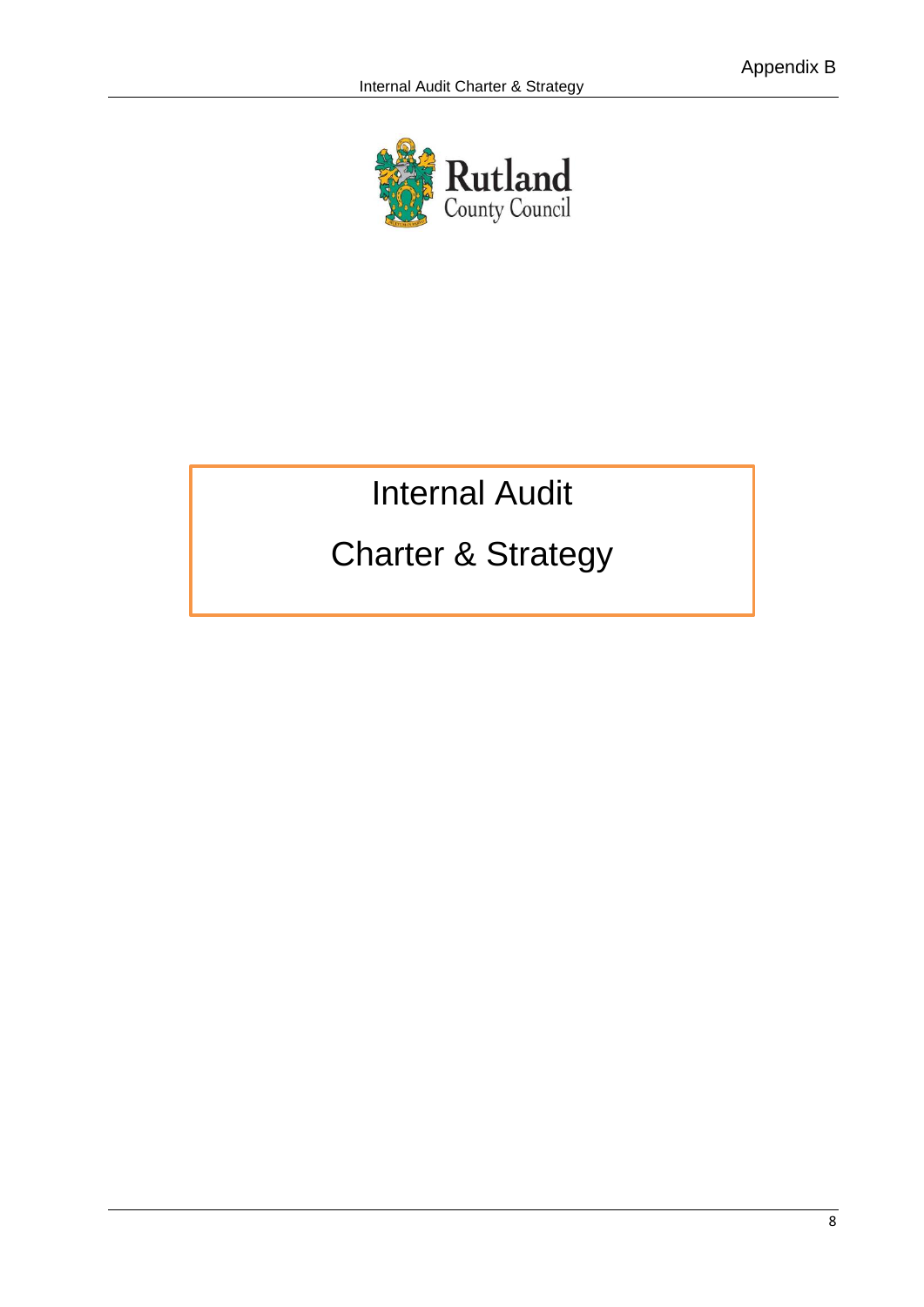Appendix B

Rutland County Council

# Internal Audit

# Charter & Strategy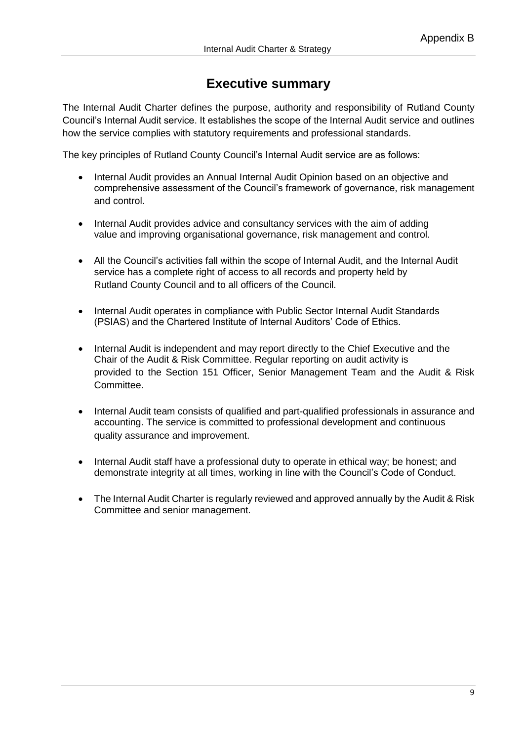# Executive summary

The Internal Audit Charter defines the purpose, authority and responsibility of Rutland County Council's Internal Audit service. It establishes the scope of the Internal Audit service and outlines how the service complies with statutory requirements and professional standards.

The key principles of Rutland County Council's Internal Audit service are as follows:

- Internal Audit provides an Annual Internal Audit Opinion based on an objective and comprehensive assessment of the Council's framework of governance, risk management and control.
- Internal Audit provides advice and consultancy services with the aim of adding value and improving organisational governance, risk management and control.
- All the Council's activities fall within the scope of Internal Audit, and the Internal Audit service has a complete right of access to all records and property held by Rutland County Council and to all officers of the Council.
- Internal Audit operates in compliance with Public Sector Internal Audit Standards (PSIAS) and the Chartered Institute of Internal Auditors' Code of Ethics.
- Internal Audit is independent and may report directly to the Chief Executive and the Chair of the Audit & Risk Committee. Regular reporting on audit activity is provided to the Section 151 Officer, Senior Management Team and the Audit & Risk Committee.
- Internal Audit team consists of qualified and part-qualified professionals in assurance and accounting. The service is committed to professional development and continuous quality assurance and improvement.
- Internal Audit staff have a professional duty to operate in ethical way; be honest; and demonstrate integrity at all times, working in line with the Council's Code of Conduct.
- The Internal Audit Charter is regularly reviewed and approved annually by the Audit & Risk Committee and senior management.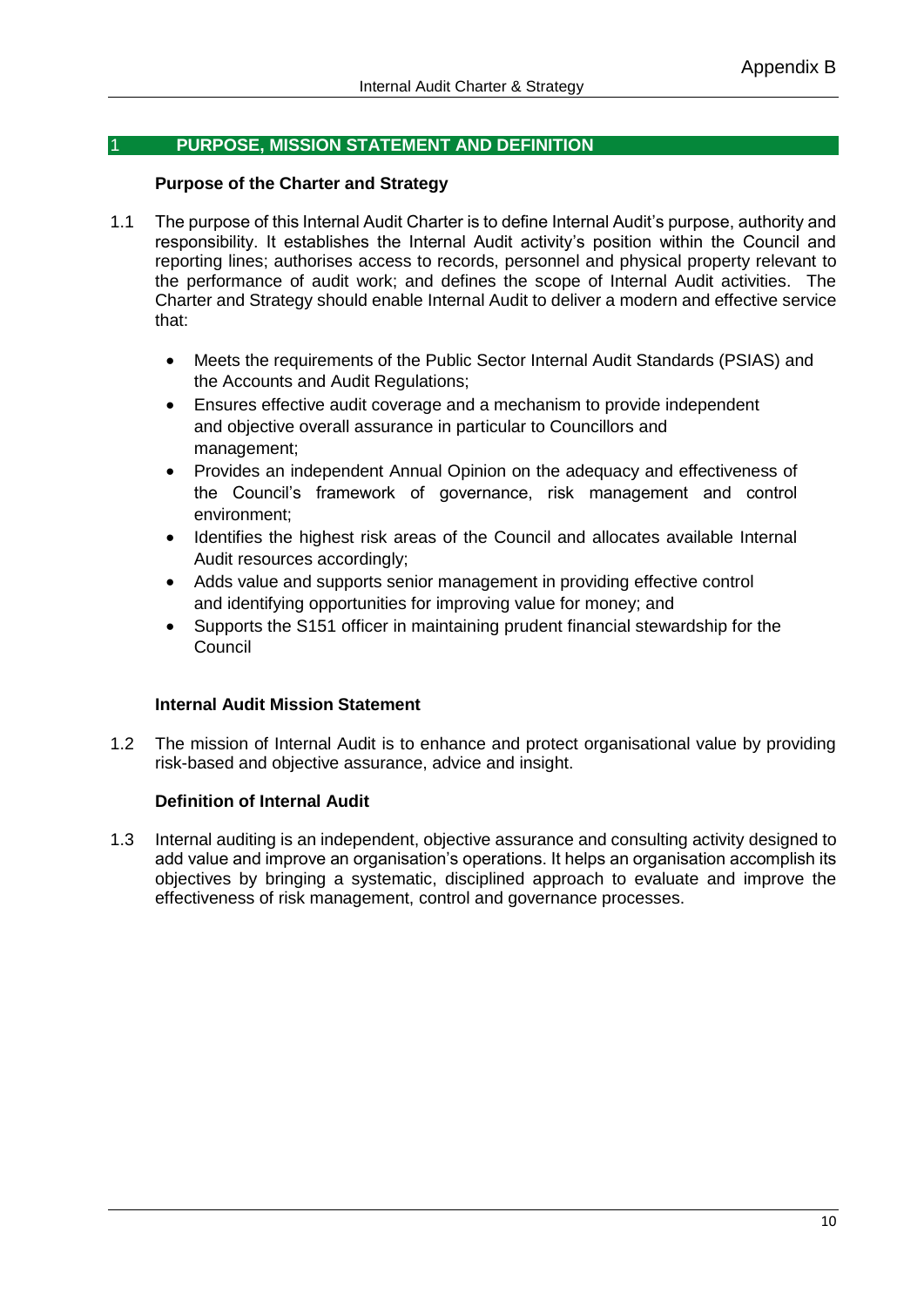## 1 PURPOSE, MISSION STATEMENT AND DEFINITION

### Purpose of the Charter and Strategy

1.1 The purpose of this Internal Audit Charter is to define Internal Audit's purpose, authority and responsibility. It establishes the Internal Audit activity's position within the Council and reporting lines; authorises access to records, personnel and physical property relevant to the performance of audit work; and defines the scope of Internal Audit activities. The Charter and Strategy should enable Internal Audit to deliver a modern and effective service that:

- Meets the requirements of the Public Sector Internal Audit Standards (PSIAS) and the Accounts and Audit Regulations;
- Ensures effective audit coverage and a mechanism to provide independent and objective overall assurance in particular to Councillors and management;
- Provides an independent Annual Opinion on the adequacy and effectiveness of the Council's framework of governance, risk management and control environment;
- Identifies the highest risk areas of the Council and allocates available Internal Audit resources accordingly;
- Adds value and supports senior management in providing effective control and identifying opportunities for improving value for money; and
- Supports the S151 officer in maintaining prudent financial stewardship for the Council

### Internal Audit Mission Statement

1.2 The mission of Internal Audit is to enhance and protect organisational value by providing risk-based and objective assurance, advice and insight.

### Definition of Internal Audit

1.3 Internal auditing is an independent, objective assurance and consulting activity designed to add value and improve an organisation's operations. It helps an organisation accomplish its objectives by bringing a systematic, disciplined approach to evaluate and improve the effectiveness of risk management, control and governance processes.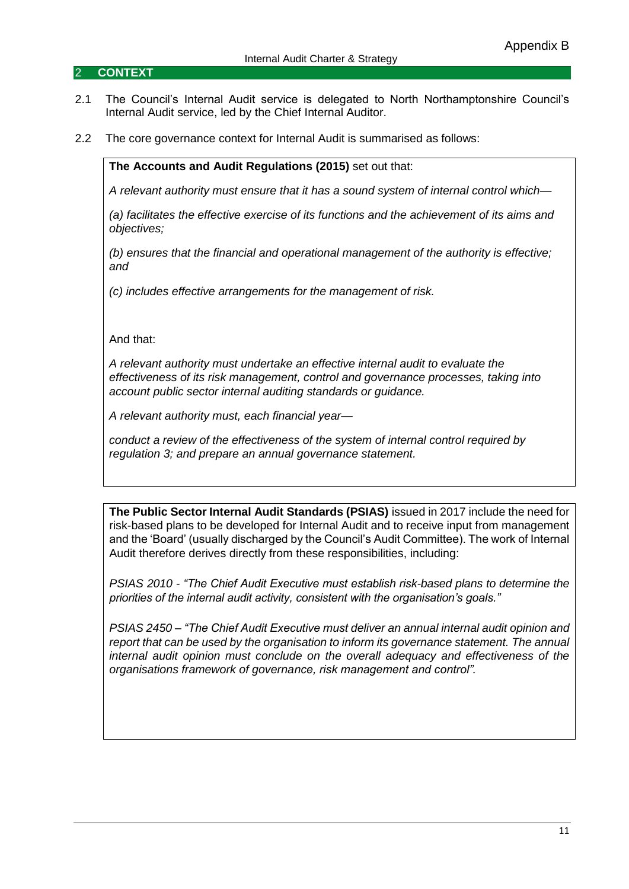## 2 CONTEXT

2.1 The Council's Internal Audit service is delegated to North Northamptonshire Council's Internal Audit service, led by the Chief Internal Auditor.

2.2 The core governance context for Internal Audit is summarised as follows:

> **The Accounts and Audit Regulations (2015)** set out that:
>
> *A relevant authority must ensure that it has a sound system of internal control which—*
>
> *(a) facilitates the effective exercise of its functions and the achievement of its aims and objectives;*
>
> *(b) ensures that the financial and operational management of the authority is effective; and*
>
> *(c) includes effective arrangements for the management of risk.*
>
> And that:
>
> *A relevant authority must undertake an effective internal audit to evaluate the effectiveness of its risk management, control and governance processes, taking into account public sector internal auditing standards or guidance.*
>
> *A relevant authority must, each financial year—*
>
> *conduct a review of the effectiveness of the system of internal control required by regulation 3; and prepare an annual governance statement.*

> **The Public Sector Internal Audit Standards (PSIAS)** issued in 2017 include the need for risk-based plans to be developed for Internal Audit and to receive input from management and the 'Board' (usually discharged by the Council's Audit Committee). The work of Internal Audit therefore derives directly from these responsibilities, including:
>
> *PSIAS 2010 - "The Chief Audit Executive must establish risk-based plans to determine the priorities of the internal audit activity, consistent with the organisation's goals."*
>
> *PSIAS 2450 – "The Chief Audit Executive must deliver an annual internal audit opinion and report that can be used by the organisation to inform its governance statement. The annual internal audit opinion must conclude on the overall adequacy and effectiveness of the organisations framework of governance, risk management and control".*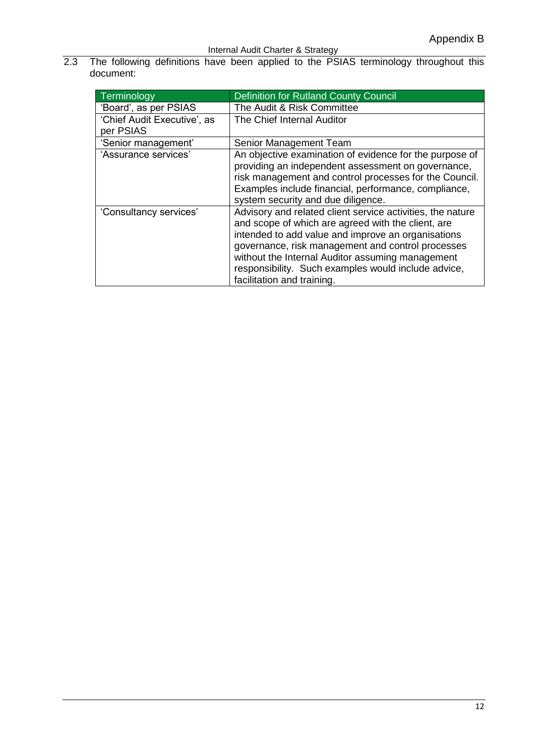2.3 The following definitions have been applied to the PSIAS terminology throughout this document:

| Terminology | Definition for Rutland County Council |
|---|---|
| 'Board', as per PSIAS | The Audit & Risk Committee |
| 'Chief Audit Executive', as per PSIAS | The Chief Internal Auditor |
| 'Senior management' | Senior Management Team |
| 'Assurance services' | An objective examination of evidence for the purpose of providing an independent assessment on governance, risk management and control processes for the Council. Examples include financial, performance, compliance, system security and due diligence. |
| 'Consultancy services' | Advisory and related client service activities, the nature and scope of which are agreed with the client, are intended to add value and improve an organisations governance, risk management and control processes without the Internal Auditor assuming management responsibility. Such examples would include advice, facilitation and training. |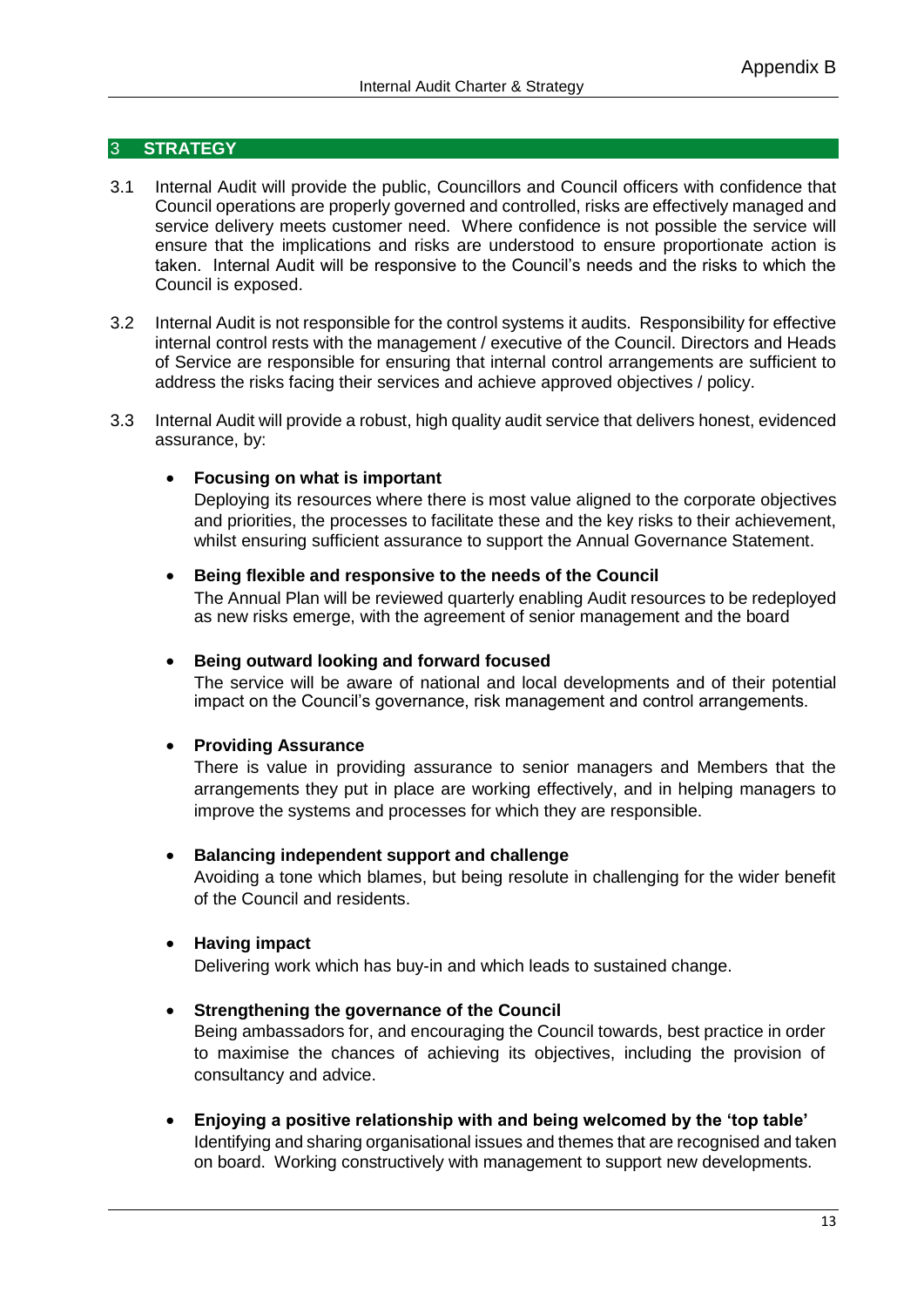## 3 STRATEGY

3.1 Internal Audit will provide the public, Councillors and Council officers with confidence that Council operations are properly governed and controlled, risks are effectively managed and service delivery meets customer need. Where confidence is not possible the service will ensure that the implications and risks are understood to ensure proportionate action is taken. Internal Audit will be responsive to the Council's needs and the risks to which the Council is exposed.

3.2 Internal Audit is not responsible for the control systems it audits. Responsibility for effective internal control rests with the management / executive of the Council. Directors and Heads of Service are responsible for ensuring that internal control arrangements are sufficient to address the risks facing their services and achieve approved objectives / policy.

3.3 Internal Audit will provide a robust, high quality audit service that delivers honest, evidenced assurance, by:

- **Focusing on what is important**
  Deploying its resources where there is most value aligned to the corporate objectives and priorities, the processes to facilitate these and the key risks to their achievement, whilst ensuring sufficient assurance to support the Annual Governance Statement.

- **Being flexible and responsive to the needs of the Council**
  The Annual Plan will be reviewed quarterly enabling Audit resources to be redeployed as new risks emerge, with the agreement of senior management and the board

- **Being outward looking and forward focused**
  The service will be aware of national and local developments and of their potential impact on the Council's governance, risk management and control arrangements.

- **Providing Assurance**
  There is value in providing assurance to senior managers and Members that the arrangements they put in place are working effectively, and in helping managers to improve the systems and processes for which they are responsible.

- **Balancing independent support and challenge**
  Avoiding a tone which blames, but being resolute in challenging for the wider benefit of the Council and residents.

- **Having impact**
  Delivering work which has buy-in and which leads to sustained change.

- **Strengthening the governance of the Council**
  Being ambassadors for, and encouraging the Council towards, best practice in order to maximise the chances of achieving its objectives, including the provision of consultancy and advice.

- **Enjoying a positive relationship with and being welcomed by the 'top table'**
  Identifying and sharing organisational issues and themes that are recognised and taken on board. Working constructively with management to support new developments.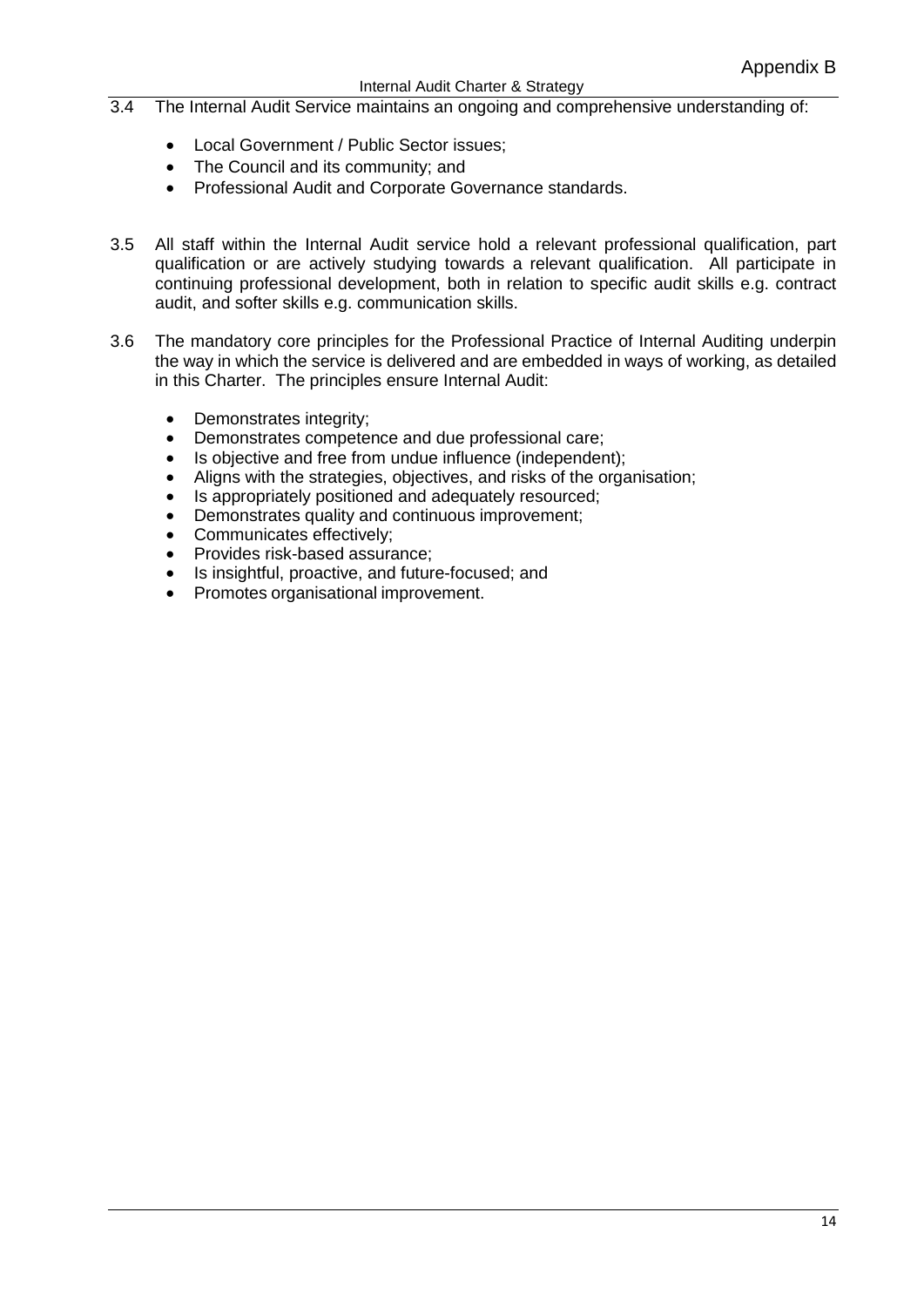3.4 The Internal Audit Service maintains an ongoing and comprehensive understanding of:

- Local Government / Public Sector issues;
- The Council and its community; and
- Professional Audit and Corporate Governance standards.

3.5 All staff within the Internal Audit service hold a relevant professional qualification, part qualification or are actively studying towards a relevant qualification. All participate in continuing professional development, both in relation to specific audit skills e.g. contract audit, and softer skills e.g. communication skills.

3.6 The mandatory core principles for the Professional Practice of Internal Auditing underpin the way in which the service is delivered and are embedded in ways of working, as detailed in this Charter. The principles ensure Internal Audit:

- Demonstrates integrity;
- Demonstrates competence and due professional care;
- Is objective and free from undue influence (independent);
- Aligns with the strategies, objectives, and risks of the organisation;
- Is appropriately positioned and adequately resourced;
- Demonstrates quality and continuous improvement;
- Communicates effectively;
- Provides risk-based assurance;
- Is insightful, proactive, and future-focused; and
- Promotes organisational improvement.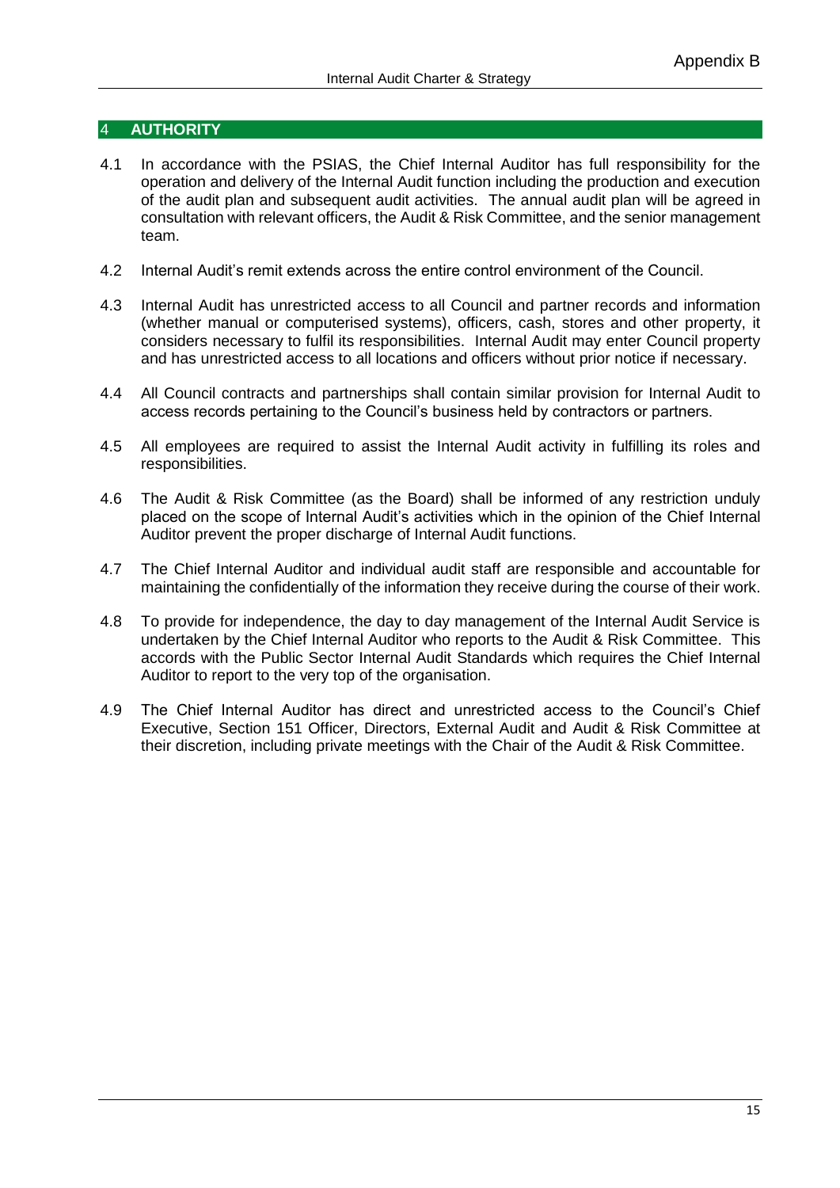## 4 AUTHORITY

4.1 In accordance with the PSIAS, the Chief Internal Auditor has full responsibility for the operation and delivery of the Internal Audit function including the production and execution of the audit plan and subsequent audit activities. The annual audit plan will be agreed in consultation with relevant officers, the Audit & Risk Committee, and the senior management team.

4.2 Internal Audit's remit extends across the entire control environment of the Council.

4.3 Internal Audit has unrestricted access to all Council and partner records and information (whether manual or computerised systems), officers, cash, stores and other property, it considers necessary to fulfil its responsibilities. Internal Audit may enter Council property and has unrestricted access to all locations and officers without prior notice if necessary.

4.4 All Council contracts and partnerships shall contain similar provision for Internal Audit to access records pertaining to the Council's business held by contractors or partners.

4.5 All employees are required to assist the Internal Audit activity in fulfilling its roles and responsibilities.

4.6 The Audit & Risk Committee (as the Board) shall be informed of any restriction unduly placed on the scope of Internal Audit's activities which in the opinion of the Chief Internal Auditor prevent the proper discharge of Internal Audit functions.

4.7 The Chief Internal Auditor and individual audit staff are responsible and accountable for maintaining the confidentially of the information they receive during the course of their work.

4.8 To provide for independence, the day to day management of the Internal Audit Service is undertaken by the Chief Internal Auditor who reports to the Audit & Risk Committee. This accords with the Public Sector Internal Audit Standards which requires the Chief Internal Auditor to report to the very top of the organisation.

4.9 The Chief Internal Auditor has direct and unrestricted access to the Council's Chief Executive, Section 151 Officer, Directors, External Audit and Audit & Risk Committee at their discretion, including private meetings with the Chair of the Audit & Risk Committee.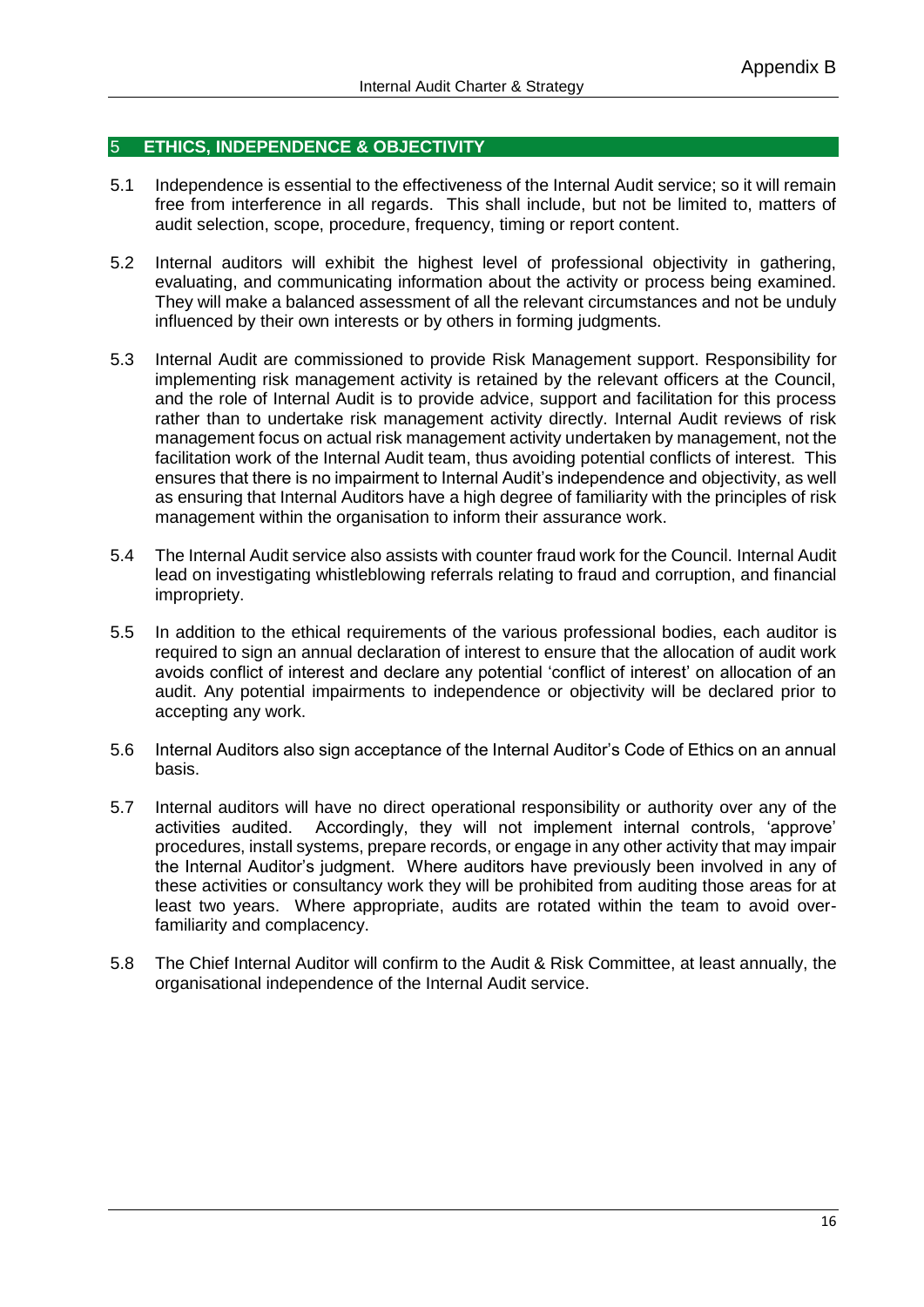## 5 ETHICS, INDEPENDENCE & OBJECTIVITY

5.1 Independence is essential to the effectiveness of the Internal Audit service; so it will remain free from interference in all regards. This shall include, but not be limited to, matters of audit selection, scope, procedure, frequency, timing or report content.

5.2 Internal auditors will exhibit the highest level of professional objectivity in gathering, evaluating, and communicating information about the activity or process being examined. They will make a balanced assessment of all the relevant circumstances and not be unduly influenced by their own interests or by others in forming judgments.

5.3 Internal Audit are commissioned to provide Risk Management support. Responsibility for implementing risk management activity is retained by the relevant officers at the Council, and the role of Internal Audit is to provide advice, support and facilitation for this process rather than to undertake risk management activity directly. Internal Audit reviews of risk management focus on actual risk management activity undertaken by management, not the facilitation work of the Internal Audit team, thus avoiding potential conflicts of interest. This ensures that there is no impairment to Internal Audit's independence and objectivity, as well as ensuring that Internal Auditors have a high degree of familiarity with the principles of risk management within the organisation to inform their assurance work.

5.4 The Internal Audit service also assists with counter fraud work for the Council. Internal Audit lead on investigating whistleblowing referrals relating to fraud and corruption, and financial impropriety.

5.5 In addition to the ethical requirements of the various professional bodies, each auditor is required to sign an annual declaration of interest to ensure that the allocation of audit work avoids conflict of interest and declare any potential 'conflict of interest' on allocation of an audit. Any potential impairments to independence or objectivity will be declared prior to accepting any work.

5.6 Internal Auditors also sign acceptance of the Internal Auditor's Code of Ethics on an annual basis.

5.7 Internal auditors will have no direct operational responsibility or authority over any of the activities audited. Accordingly, they will not implement internal controls, 'approve' procedures, install systems, prepare records, or engage in any other activity that may impair the Internal Auditor's judgment. Where auditors have previously been involved in any of these activities or consultancy work they will be prohibited from auditing those areas for at least two years. Where appropriate, audits are rotated within the team to avoid over-familiarity and complacency.

5.8 The Chief Internal Auditor will confirm to the Audit & Risk Committee, at least annually, the organisational independence of the Internal Audit service.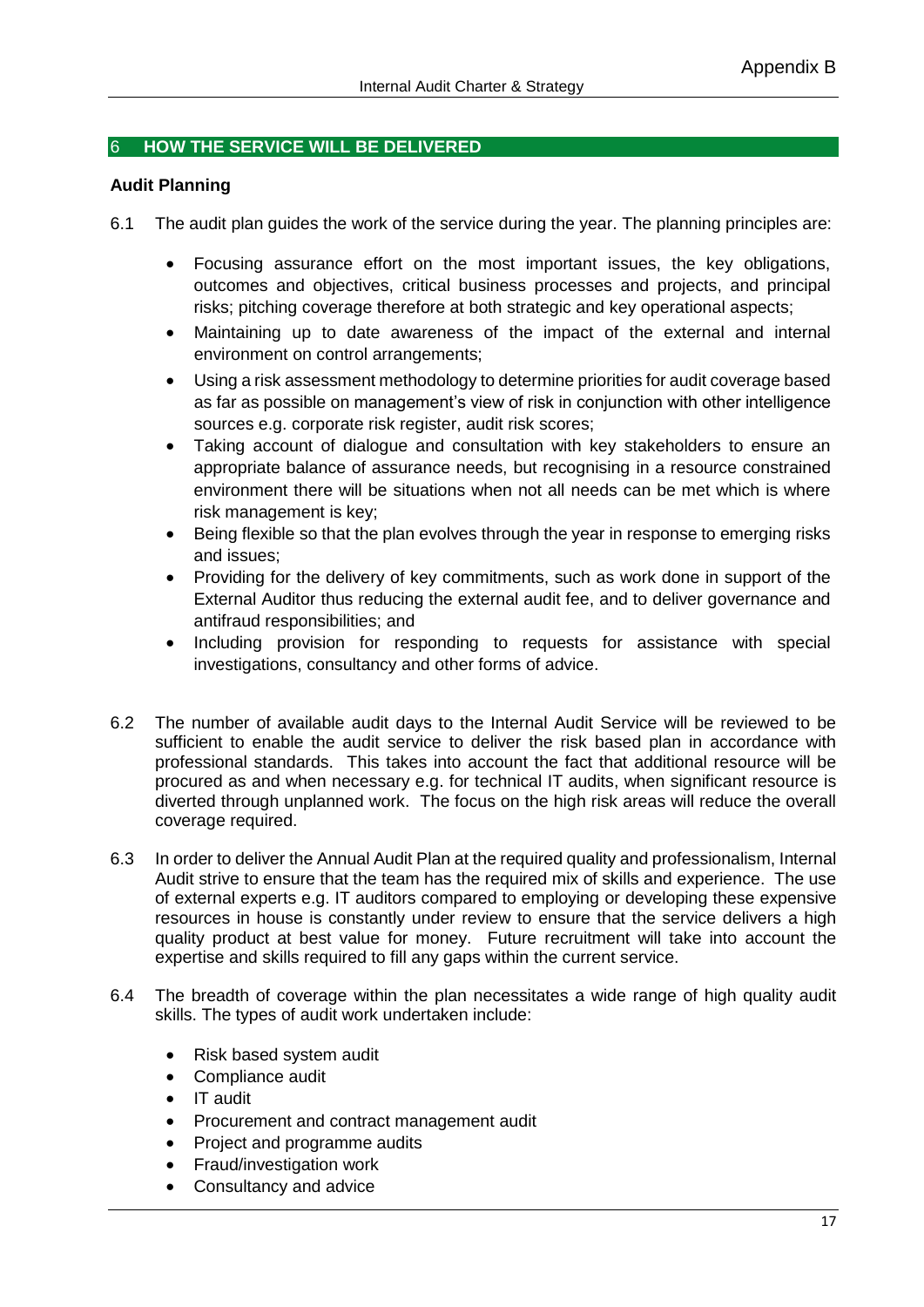## 6 HOW THE SERVICE WILL BE DELIVERED

### Audit Planning

6.1 The audit plan guides the work of the service during the year. The planning principles are:

- Focusing assurance effort on the most important issues, the key obligations, outcomes and objectives, critical business processes and projects, and principal risks; pitching coverage therefore at both strategic and key operational aspects;
- Maintaining up to date awareness of the impact of the external and internal environment on control arrangements;
- Using a risk assessment methodology to determine priorities for audit coverage based as far as possible on management's view of risk in conjunction with other intelligence sources e.g. corporate risk register, audit risk scores;
- Taking account of dialogue and consultation with key stakeholders to ensure an appropriate balance of assurance needs, but recognising in a resource constrained environment there will be situations when not all needs can be met which is where risk management is key;
- Being flexible so that the plan evolves through the year in response to emerging risks and issues;
- Providing for the delivery of key commitments, such as work done in support of the External Auditor thus reducing the external audit fee, and to deliver governance and antifraud responsibilities; and
- Including provision for responding to requests for assistance with special investigations, consultancy and other forms of advice.

6.2 The number of available audit days to the Internal Audit Service will be reviewed to be sufficient to enable the audit service to deliver the risk based plan in accordance with professional standards. This takes into account the fact that additional resource will be procured as and when necessary e.g. for technical IT audits, when significant resource is diverted through unplanned work. The focus on the high risk areas will reduce the overall coverage required.

6.3 In order to deliver the Annual Audit Plan at the required quality and professionalism, Internal Audit strive to ensure that the team has the required mix of skills and experience. The use of external experts e.g. IT auditors compared to employing or developing these expensive resources in house is constantly under review to ensure that the service delivers a high quality product at best value for money. Future recruitment will take into account the expertise and skills required to fill any gaps within the current service.

6.4 The breadth of coverage within the plan necessitates a wide range of high quality audit skills. The types of audit work undertaken include:

- Risk based system audit
- Compliance audit
- IT audit
- Procurement and contract management audit
- Project and programme audits
- Fraud/investigation work
- Consultancy and advice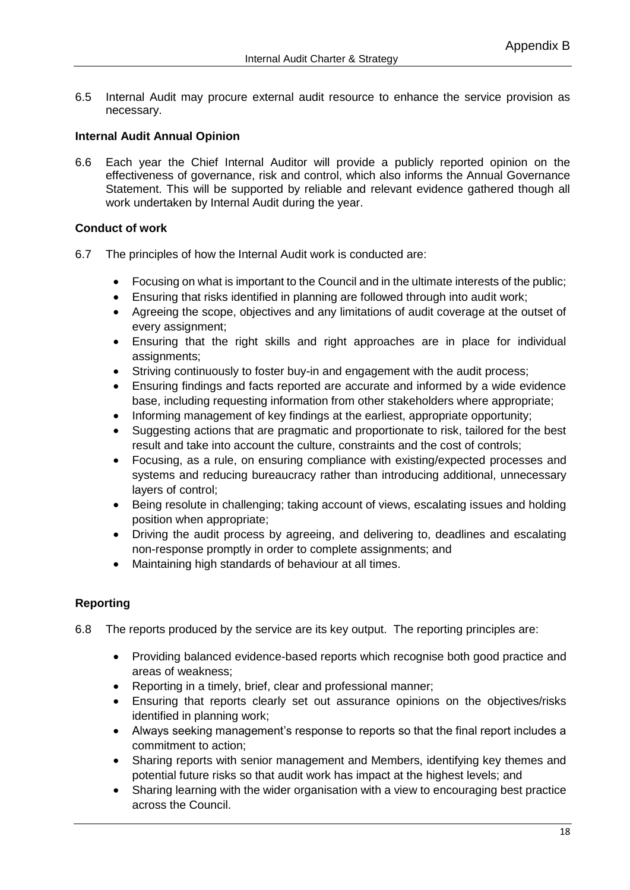6.5 Internal Audit may procure external audit resource to enhance the service provision as necessary.

**Internal Audit Annual Opinion**

6.6 Each year the Chief Internal Auditor will provide a publicly reported opinion on the effectiveness of governance, risk and control, which also informs the Annual Governance Statement. This will be supported by reliable and relevant evidence gathered though all work undertaken by Internal Audit during the year.

**Conduct of work**

6.7 The principles of how the Internal Audit work is conducted are:

- Focusing on what is important to the Council and in the ultimate interests of the public;
- Ensuring that risks identified in planning are followed through into audit work;
- Agreeing the scope, objectives and any limitations of audit coverage at the outset of every assignment;
- Ensuring that the right skills and right approaches are in place for individual assignments;
- Striving continuously to foster buy-in and engagement with the audit process;
- Ensuring findings and facts reported are accurate and informed by a wide evidence base, including requesting information from other stakeholders where appropriate;
- Informing management of key findings at the earliest, appropriate opportunity;
- Suggesting actions that are pragmatic and proportionate to risk, tailored for the best result and take into account the culture, constraints and the cost of controls;
- Focusing, as a rule, on ensuring compliance with existing/expected processes and systems and reducing bureaucracy rather than introducing additional, unnecessary layers of control;
- Being resolute in challenging; taking account of views, escalating issues and holding position when appropriate;
- Driving the audit process by agreeing, and delivering to, deadlines and escalating non-response promptly in order to complete assignments; and
- Maintaining high standards of behaviour at all times.

**Reporting**

6.8 The reports produced by the service are its key output. The reporting principles are:

- Providing balanced evidence-based reports which recognise both good practice and areas of weakness;
- Reporting in a timely, brief, clear and professional manner;
- Ensuring that reports clearly set out assurance opinions on the objectives/risks identified in planning work;
- Always seeking management's response to reports so that the final report includes a commitment to action;
- Sharing reports with senior management and Members, identifying key themes and potential future risks so that audit work has impact at the highest levels; and
- Sharing learning with the wider organisation with a view to encouraging best practice across the Council.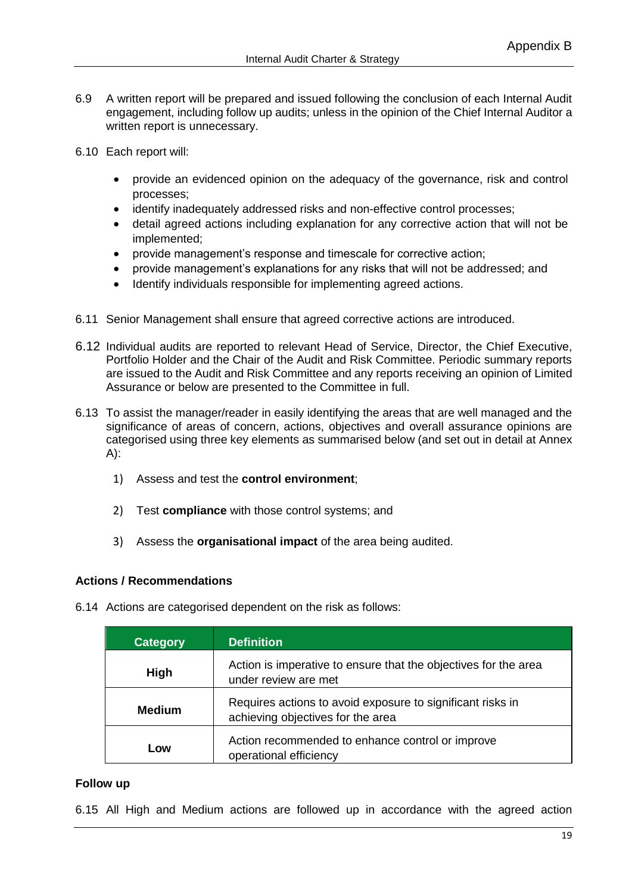6.9 A written report will be prepared and issued following the conclusion of each Internal Audit engagement, including follow up audits; unless in the opinion of the Chief Internal Auditor a written report is unnecessary.

6.10 Each report will:

- provide an evidenced opinion on the adequacy of the governance, risk and control processes;
- identify inadequately addressed risks and non-effective control processes;
- detail agreed actions including explanation for any corrective action that will not be implemented;
- provide management's response and timescale for corrective action;
- provide management's explanations for any risks that will not be addressed; and
- Identify individuals responsible for implementing agreed actions.

6.11 Senior Management shall ensure that agreed corrective actions are introduced.

6.12 Individual audits are reported to relevant Head of Service, Director, the Chief Executive, Portfolio Holder and the Chair of the Audit and Risk Committee. Periodic summary reports are issued to the Audit and Risk Committee and any reports receiving an opinion of Limited Assurance or below are presented to the Committee in full.

6.13 To assist the manager/reader in easily identifying the areas that are well managed and the significance of areas of concern, actions, objectives and overall assurance opinions are categorised using three key elements as summarised below (and set out in detail at Annex A):

1) Assess and test the **control environment**;
2) Test **compliance** with those control systems; and
3) Assess the **organisational impact** of the area being audited.

**Actions / Recommendations**

6.14 Actions are categorised dependent on the risk as follows:

| Category | Definition |
|---|---|
| **High** | Action is imperative to ensure that the objectives for the area under review are met |
| **Medium** | Requires actions to avoid exposure to significant risks in achieving objectives for the area |
| **Low** | Action recommended to enhance control or improve operational efficiency |

**Follow up**

6.15 All High and Medium actions are followed up in accordance with the agreed action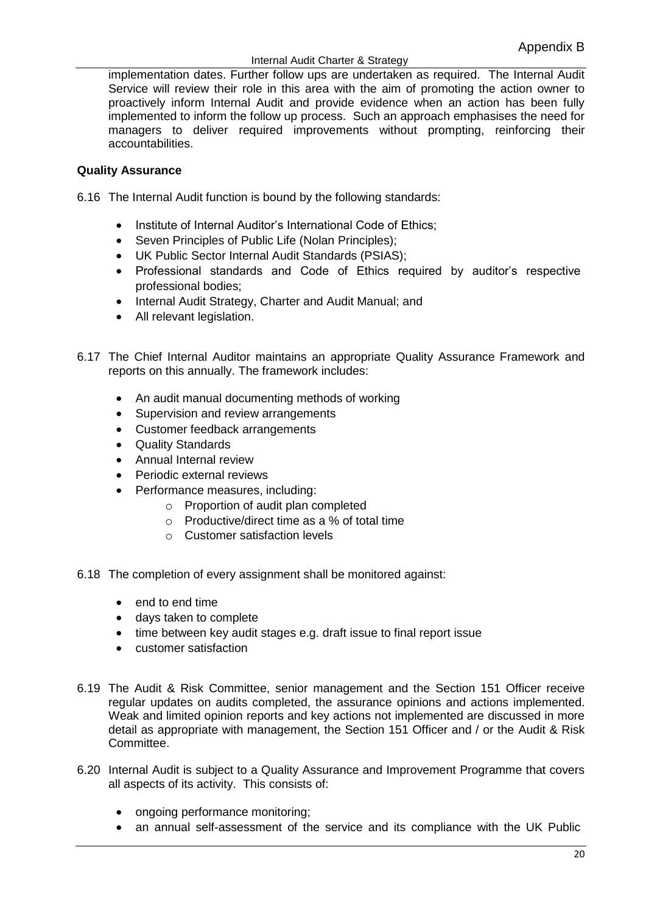implementation dates. Further follow ups are undertaken as required. The Internal Audit Service will review their role in this area with the aim of promoting the action owner to proactively inform Internal Audit and provide evidence when an action has been fully implemented to inform the follow up process. Such an approach emphasises the need for managers to deliver required improvements without prompting, reinforcing their accountabilities.

**Quality Assurance**

6.16 The Internal Audit function is bound by the following standards:

- Institute of Internal Auditor's International Code of Ethics;
- Seven Principles of Public Life (Nolan Principles);
- UK Public Sector Internal Audit Standards (PSIAS);
- Professional standards and Code of Ethics required by auditor's respective professional bodies;
- Internal Audit Strategy, Charter and Audit Manual; and
- All relevant legislation.

6.17 The Chief Internal Auditor maintains an appropriate Quality Assurance Framework and reports on this annually. The framework includes:

- An audit manual documenting methods of working
- Supervision and review arrangements
- Customer feedback arrangements
- Quality Standards
- Annual Internal review
- Periodic external reviews
- Performance measures, including:
  - Proportion of audit plan completed
  - Productive/direct time as a % of total time
  - Customer satisfaction levels

6.18 The completion of every assignment shall be monitored against:

- end to end time
- days taken to complete
- time between key audit stages e.g. draft issue to final report issue
- customer satisfaction

6.19 The Audit & Risk Committee, senior management and the Section 151 Officer receive regular updates on audits completed, the assurance opinions and actions implemented. Weak and limited opinion reports and key actions not implemented are discussed in more detail as appropriate with management, the Section 151 Officer and / or the Audit & Risk Committee.

6.20 Internal Audit is subject to a Quality Assurance and Improvement Programme that covers all aspects of its activity. This consists of:

- ongoing performance monitoring;
- an annual self-assessment of the service and its compliance with the UK Public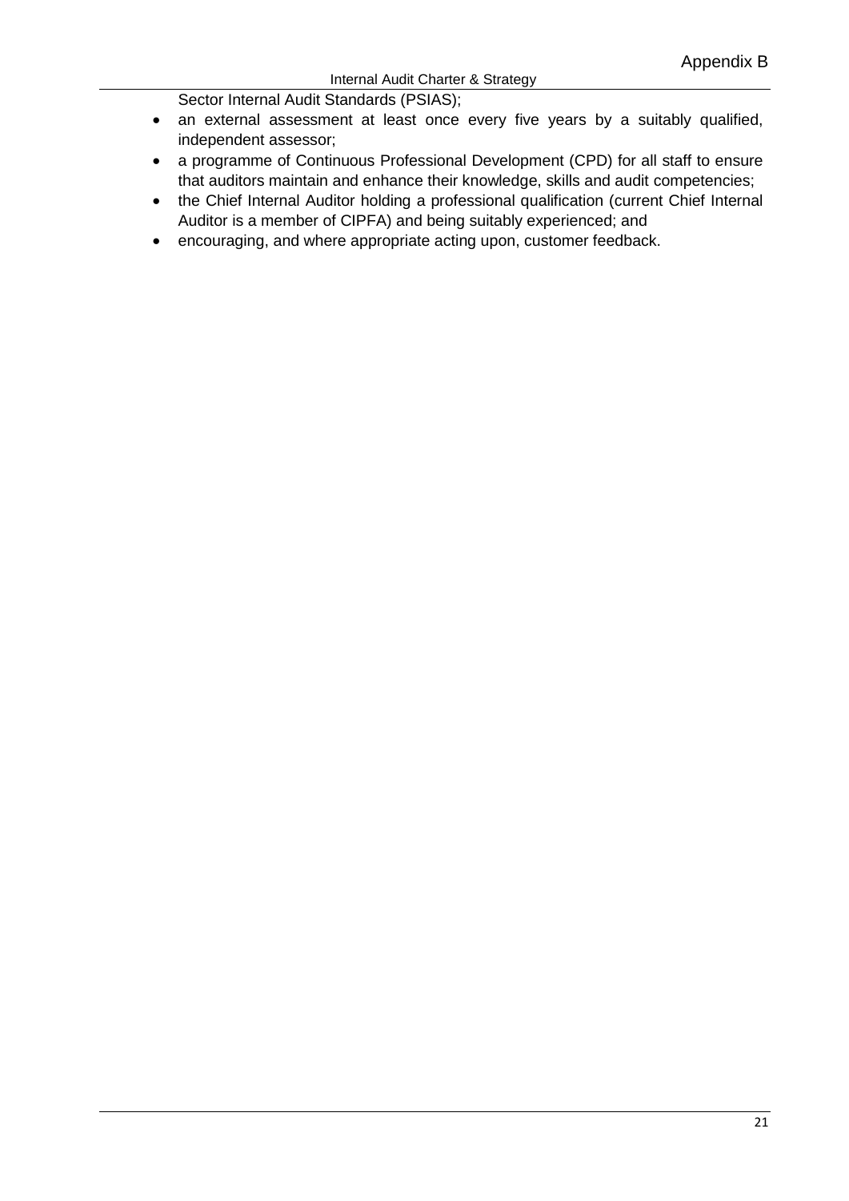Sector Internal Audit Standards (PSIAS);

- an external assessment at least once every five years by a suitably qualified, independent assessor;
- a programme of Continuous Professional Development (CPD) for all staff to ensure that auditors maintain and enhance their knowledge, skills and audit competencies;
- the Chief Internal Auditor holding a professional qualification (current Chief Internal Auditor is a member of CIPFA) and being suitably experienced; and
- encouraging, and where appropriate acting upon, customer feedback.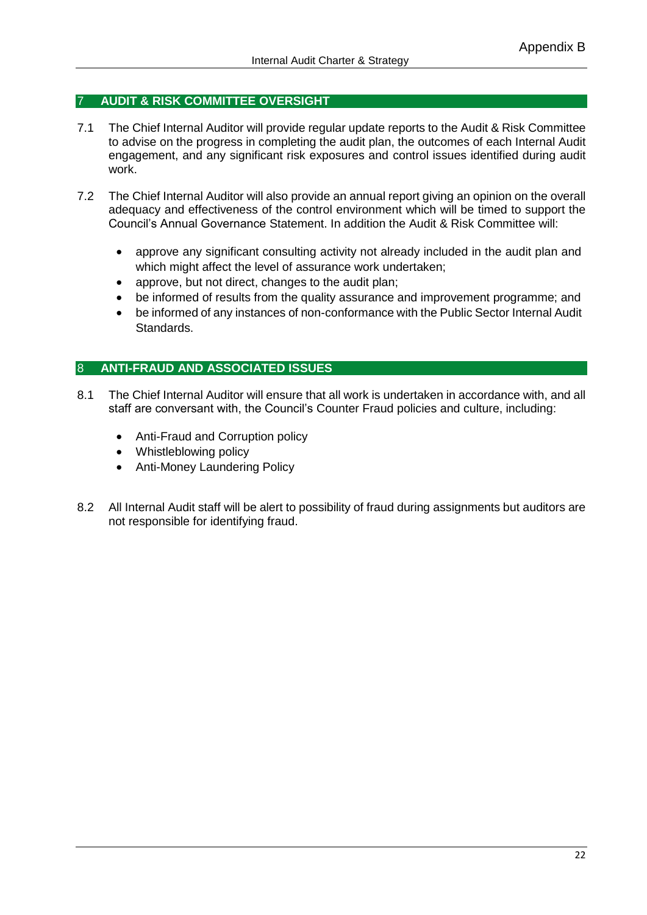## 7 AUDIT & RISK COMMITTEE OVERSIGHT

7.1 The Chief Internal Auditor will provide regular update reports to the Audit & Risk Committee to advise on the progress in completing the audit plan, the outcomes of each Internal Audit engagement, and any significant risk exposures and control issues identified during audit work.

7.2 The Chief Internal Auditor will also provide an annual report giving an opinion on the overall adequacy and effectiveness of the control environment which will be timed to support the Council's Annual Governance Statement. In addition the Audit & Risk Committee will:

- approve any significant consulting activity not already included in the audit plan and which might affect the level of assurance work undertaken;
- approve, but not direct, changes to the audit plan;
- be informed of results from the quality assurance and improvement programme; and
- be informed of any instances of non-conformance with the Public Sector Internal Audit Standards.

## 8 ANTI-FRAUD AND ASSOCIATED ISSUES

8.1 The Chief Internal Auditor will ensure that all work is undertaken in accordance with, and all staff are conversant with, the Council's Counter Fraud policies and culture, including:

- Anti-Fraud and Corruption policy
- Whistleblowing policy
- Anti-Money Laundering Policy

8.2 All Internal Audit staff will be alert to possibility of fraud during assignments but auditors are not responsible for identifying fraud.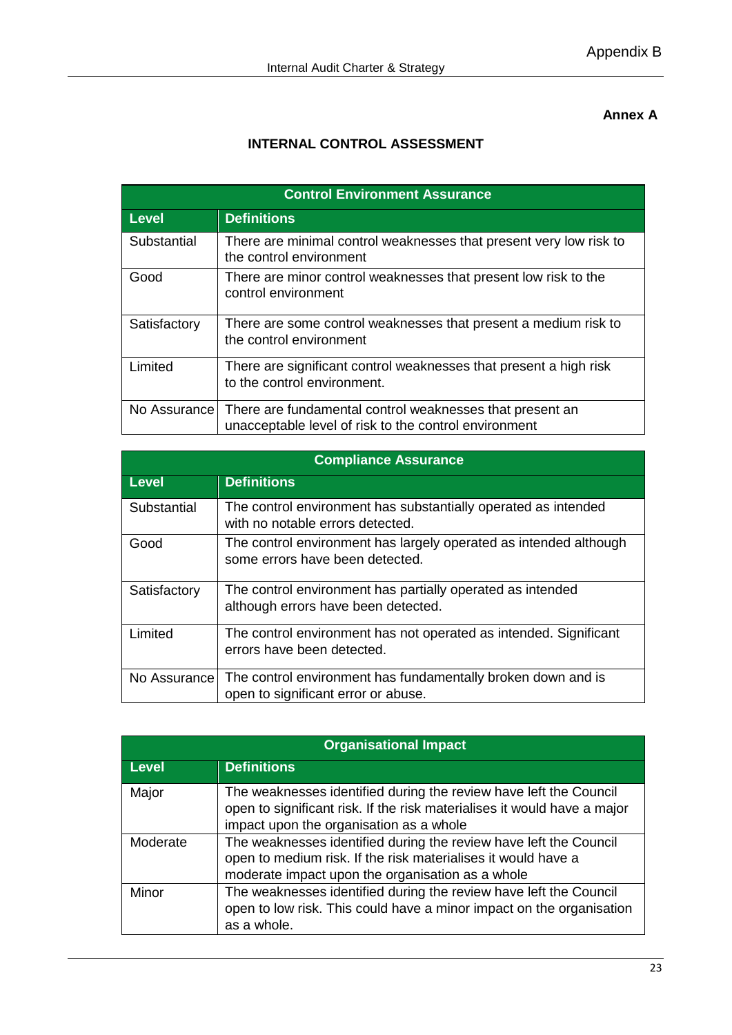**Annex A**

## INTERNAL CONTROL ASSESSMENT

| Control Environment Assurance | |
|---|---|
| **Level** | **Definitions** |
| Substantial | There are minimal control weaknesses that present very low risk to the control environment |
| Good | There are minor control weaknesses that present low risk to the control environment |
| Satisfactory | There are some control weaknesses that present a medium risk to the control environment |
| Limited | There are significant control weaknesses that present a high risk to the control environment. |
| No Assurance | There are fundamental control weaknesses that present an unacceptable level of risk to the control environment |

| Compliance Assurance | |
|---|---|
| **Level** | **Definitions** |
| Substantial | The control environment has substantially operated as intended with no notable errors detected. |
| Good | The control environment has largely operated as intended although some errors have been detected. |
| Satisfactory | The control environment has partially operated as intended although errors have been detected. |
| Limited | The control environment has not operated as intended. Significant errors have been detected. |
| No Assurance | The control environment has fundamentally broken down and is open to significant error or abuse. |

| Organisational Impact | |
|---|---|
| **Level** | **Definitions** |
| Major | The weaknesses identified during the review have left the Council open to significant risk. If the risk materialises it would have a major impact upon the organisation as a whole |
| Moderate | The weaknesses identified during the review have left the Council open to medium risk. If the risk materialises it would have a moderate impact upon the organisation as a whole |
| Minor | The weaknesses identified during the review have left the Council open to low risk. This could have a minor impact on the organisation as a whole. |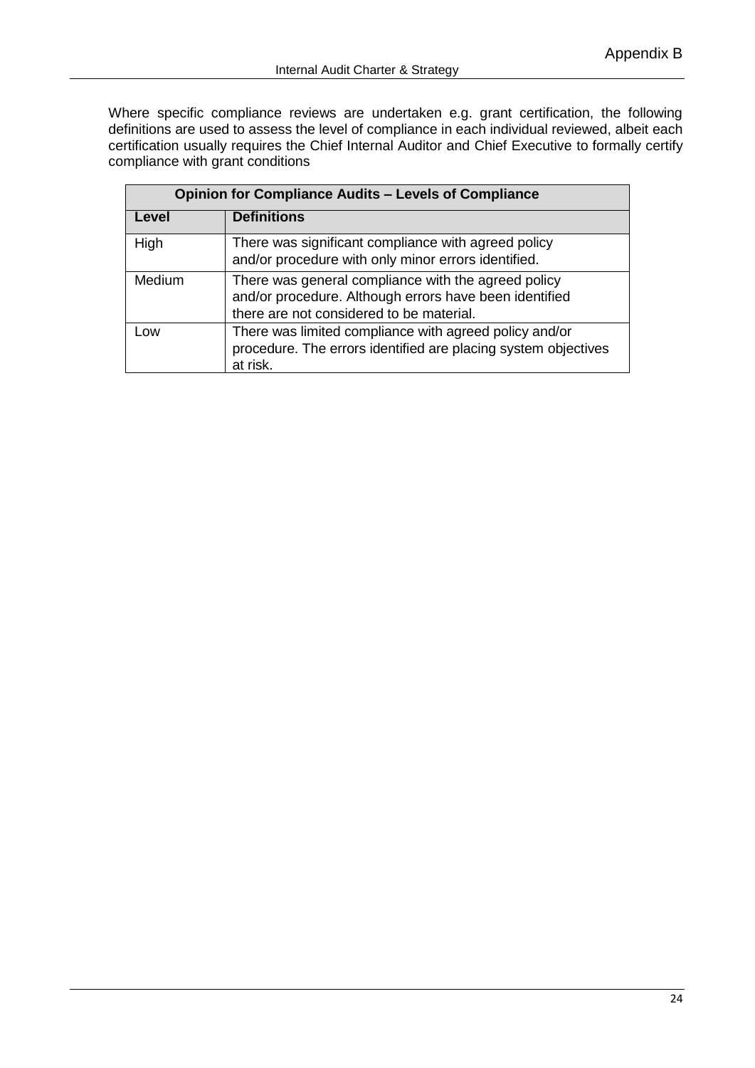Where specific compliance reviews are undertaken e.g. grant certification, the following definitions are used to assess the level of compliance in each individual reviewed, albeit each certification usually requires the Chief Internal Auditor and Chief Executive to formally certify compliance with grant conditions

| Opinion for Compliance Audits – Levels of Compliance | |
|---|---|
| **Level** | **Definitions** |
| High | There was significant compliance with agreed policy and/or procedure with only minor errors identified. |
| Medium | There was general compliance with the agreed policy and/or procedure. Although errors have been identified there are not considered to be material. |
| Low | There was limited compliance with agreed policy and/or procedure. The errors identified are placing system objectives at risk. |